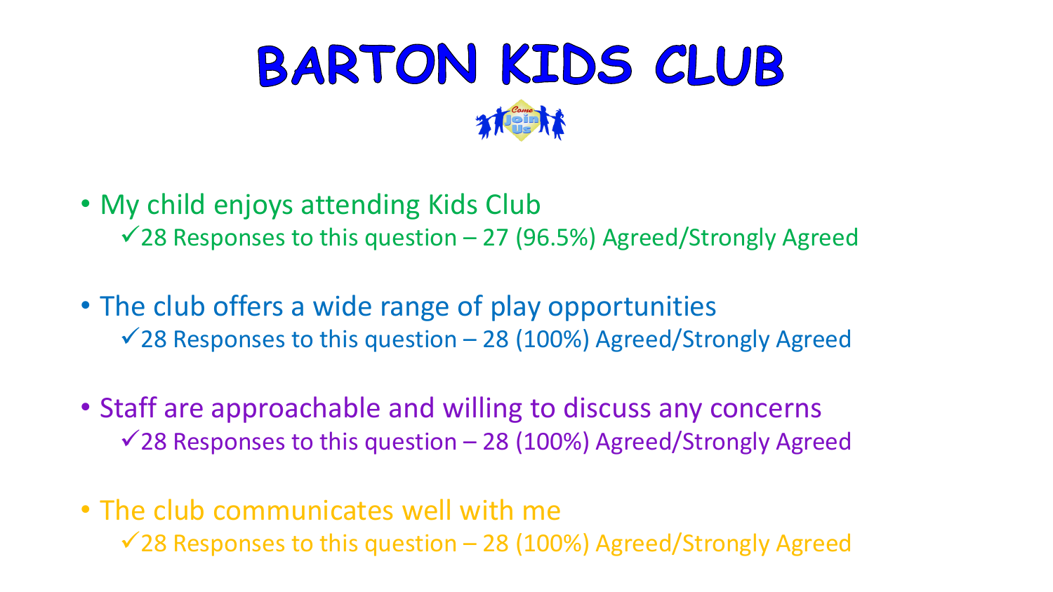# BARTON KIDS CLUB

- My child enjoys attending Kids Club
  - ✓28 Responses to this question – 27 (96.5%) Agreed/Strongly Agreed
- The club offers a wide range of play opportunities
  - ✓28 Responses to this question – 28 (100%) Agreed/Strongly Agreed
- Staff are approachable and willing to discuss any concerns
  - ✓28 Responses to this question – 28 (100%) Agreed/Strongly Agreed
- The club communicates well with me
  - ✓28 Responses to this question – 28 (100%) Agreed/Strongly Agreed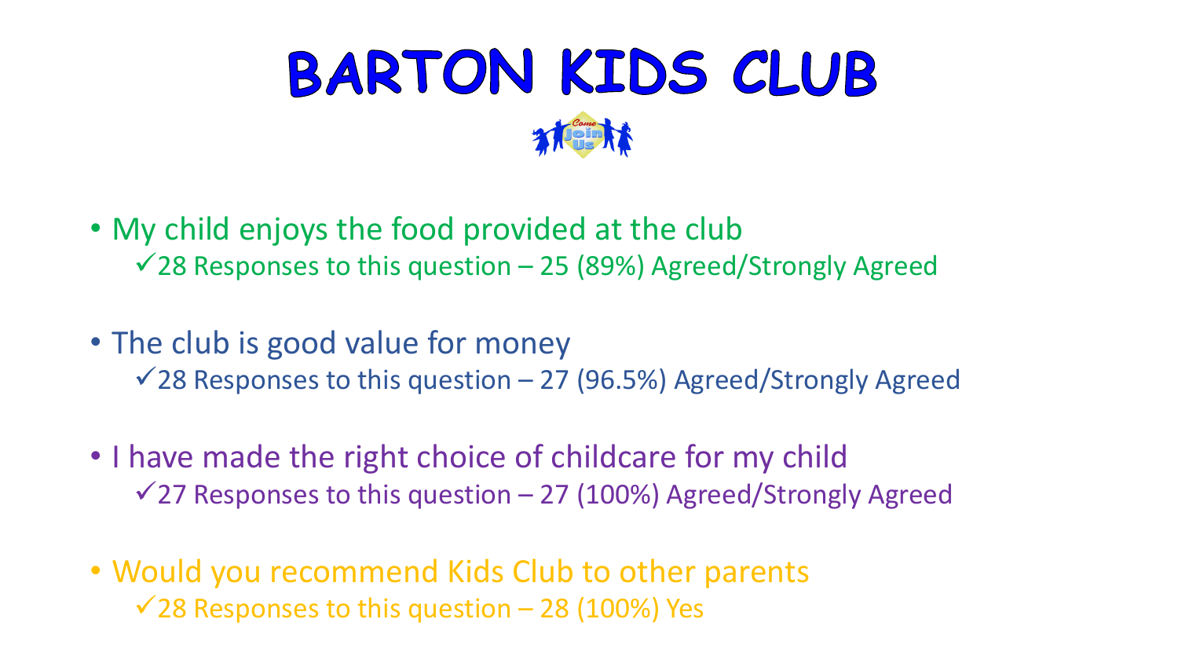# BARTON KIDS CLUB

- My child enjoys the food provided at the club
  - ✓28 Responses to this question – 25 (89%) Agreed/Strongly Agreed
- The club is good value for money
  - ✓28 Responses to this question – 27 (96.5%) Agreed/Strongly Agreed
- I have made the right choice of childcare for my child
  - ✓27 Responses to this question – 27 (100%) Agreed/Strongly Agreed
- Would you recommend Kids Club to other parents
  - ✓28 Responses to this question – 28 (100%) Yes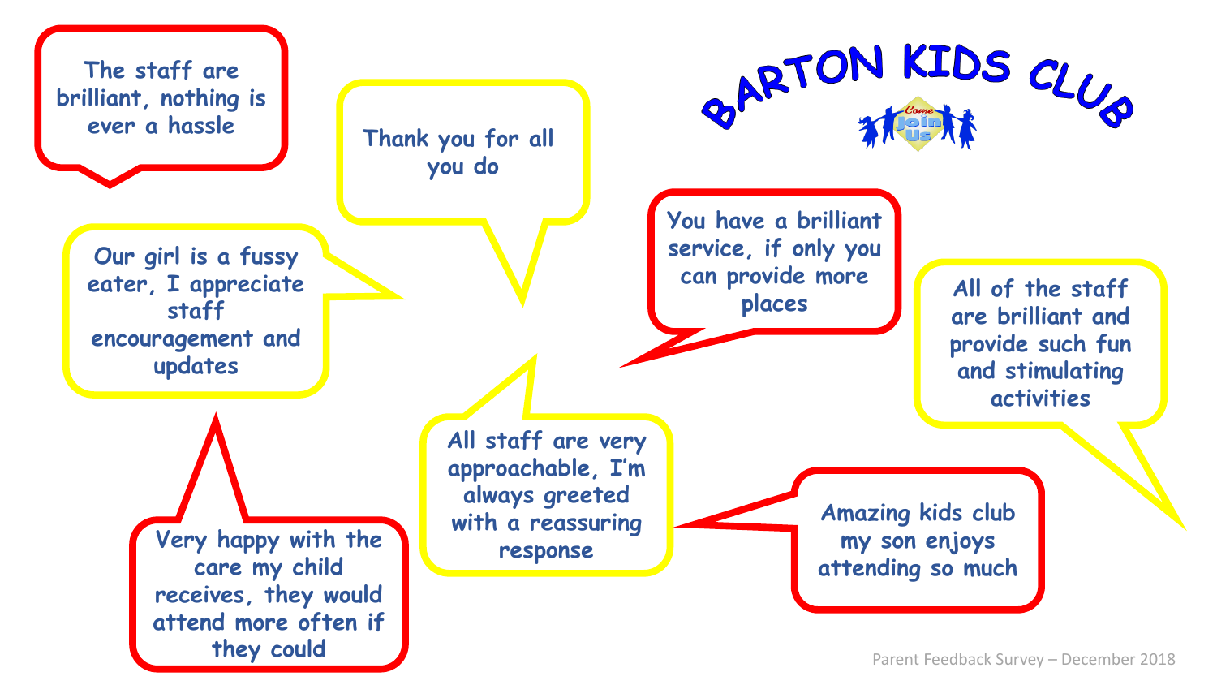# BARTON KIDS CLUB

Come Join Us

The staff are brilliant, nothing is ever a hassle

Thank you for all you do

Our girl is a fussy eater, I appreciate staff encouragement and updates

You have a brilliant service, if only you can provide more places

All of the staff are brilliant and provide such fun and stimulating activities

All staff are very approachable, I'm always greeted with a reassuring response

Very happy with the care my child receives, they would attend more often if they could

Amazing kids club my son enjoys attending so much

Parent Feedback Survey – December 2018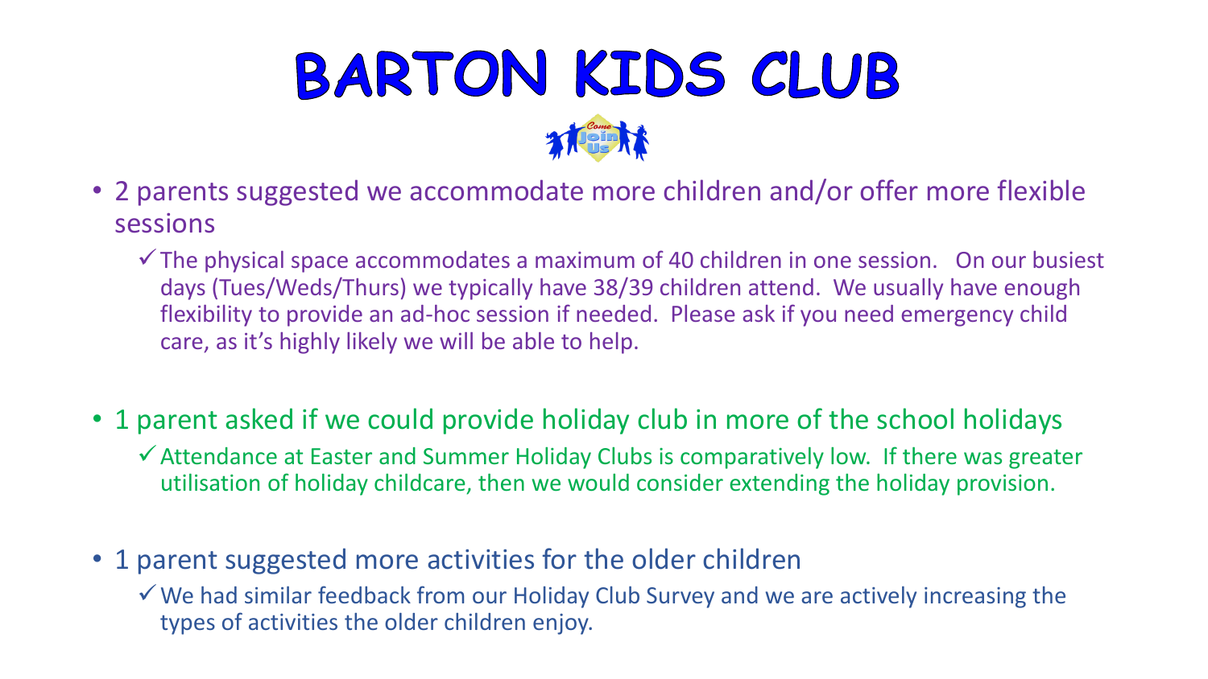# BARTON KIDS CLUB

- 2 parents suggested we accommodate more children and/or offer more flexible sessions
  - ✓ The physical space accommodates a maximum of 40 children in one session. On our busiest days (Tues/Weds/Thurs) we typically have 38/39 children attend. We usually have enough flexibility to provide an ad-hoc session if needed. Please ask if you need emergency child care, as it's highly likely we will be able to help.

- 1 parent asked if we could provide holiday club in more of the school holidays
  - ✓ Attendance at Easter and Summer Holiday Clubs is comparatively low. If there was greater utilisation of holiday childcare, then we would consider extending the holiday provision.

- 1 parent suggested more activities for the older children
  - ✓ We had similar feedback from our Holiday Club Survey and we are actively increasing the types of activities the older children enjoy.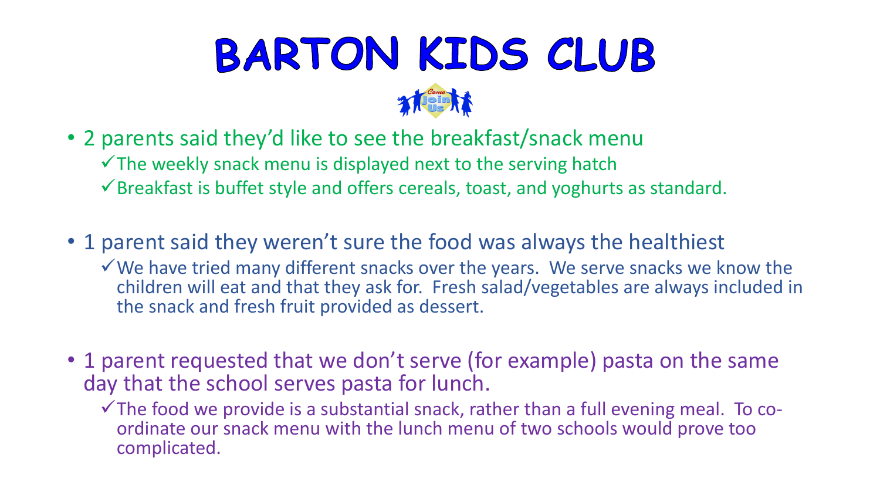# BARTON KIDS CLUB

- 2 parents said they'd like to see the breakfast/snack menu
  - ✓The weekly snack menu is displayed next to the serving hatch
  - ✓Breakfast is buffet style and offers cereals, toast, and yoghurts as standard.

- 1 parent said they weren't sure the food was always the healthiest
  - ✓We have tried many different snacks over the years. We serve snacks we know the children will eat and that they ask for. Fresh salad/vegetables are always included in the snack and fresh fruit provided as dessert.

- 1 parent requested that we don't serve (for example) pasta on the same day that the school serves pasta for lunch.
  - ✓The food we provide is a substantial snack, rather than a full evening meal. To co-ordinate our snack menu with the lunch menu of two schools would prove too complicated.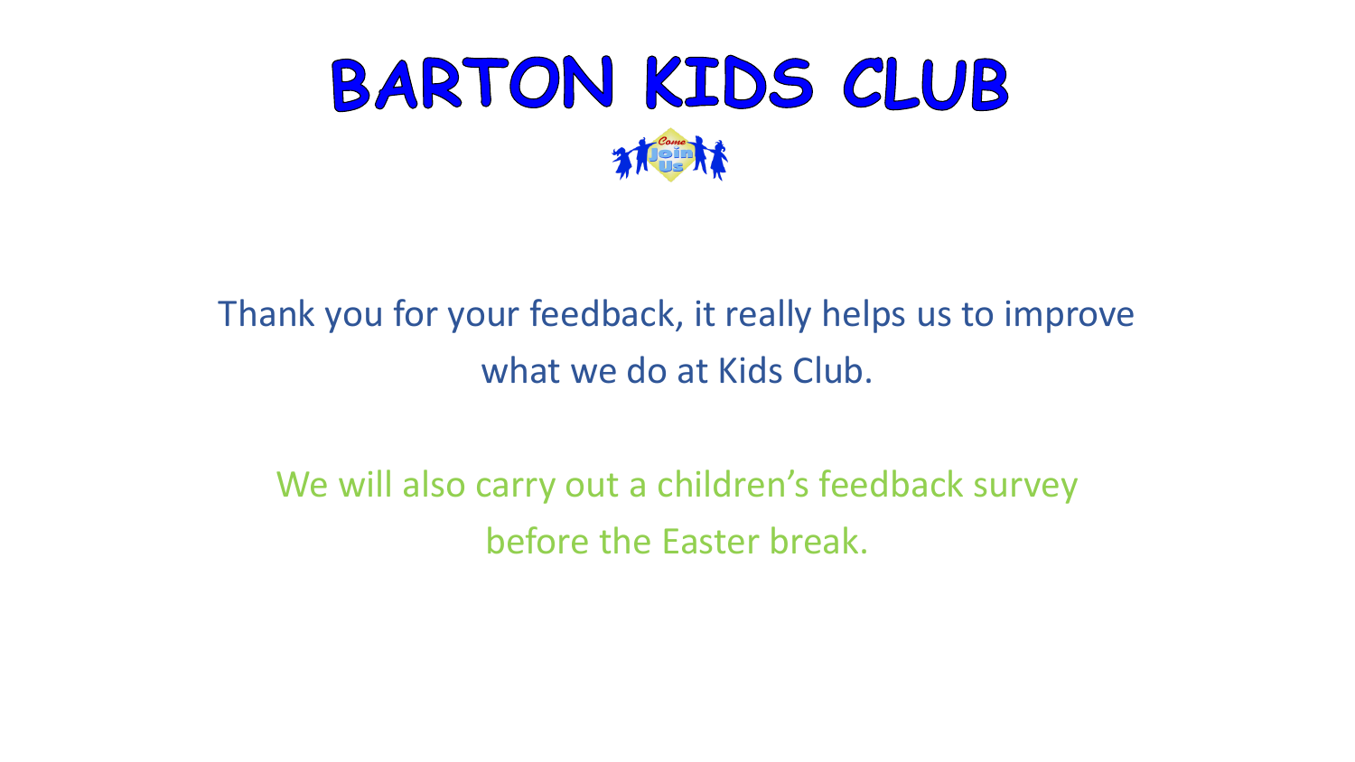# BARTON KIDS CLUB

Thank you for your feedback, it really helps us to improve what we do at Kids Club.

We will also carry out a children's feedback survey before the Easter break.